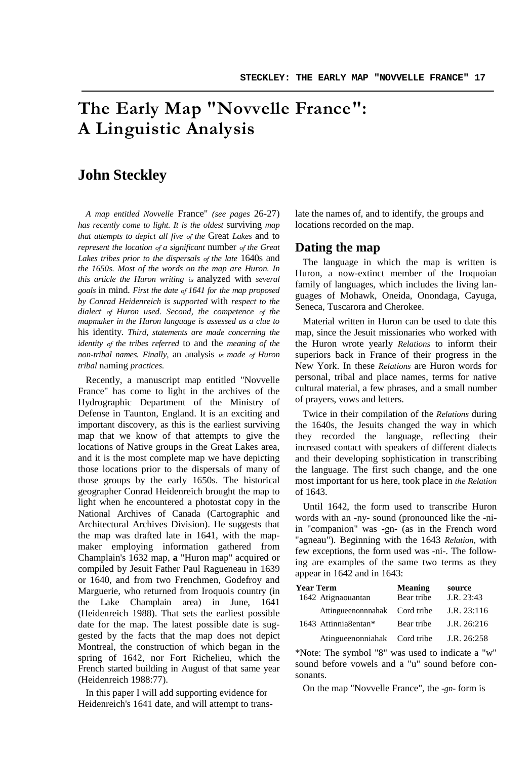# The Early Map "Novvelle France": A Linguistic Analysis

## John Steckley

*A map entitled Novvelle* France" *(see pages* 26-27) *has recently come to light. It is the oldest* surviving *map that attempts to depict all five of the* Great *Lakes* and to *represent the location of a significant* number *of the Great Lakes tribes prior to the dispersals of the late* 1640s and *the 1650s. Most of the words on the map are Huron. In this article the Huron writing is* analyzed with *several goals* in mind. *First the date of 1641 for the map proposed by Conrad Heidenreich is supported* with *respect to the dialect of Huron used. Second, the competence of the mapmaker in the Huron language is assessed as a clue to* his identity. *Third, statements are made concerning the identity of the tribes referred* to and the *meaning of the non-tribal names. Finally,* an analysis *is made of Huron tribal* naming *practices.*

Recently, a manuscript map entitled "Novvelle France" has come to light in the archives of the Hydrographic Department of the Ministry of Defense in Taunton, England. It is an exciting and important discovery, as this is the earliest surviving map that we know of that attempts to give the locations of Native groups in the Great Lakes area, and it is the most complete map we have depicting those locations prior to the dispersals of many of those groups by the early 1650s. The historical geographer Conrad Heidenreich brought the map to light when he encountered a photostat copy in the National Archives of Canada (Cartographic and Architectural Archives Division). He suggests that the map was drafted late in 1641, with the map-maker employing information gathered from Champlain's 1632 map, **a** "Huron map" acquired or compiled by Jesuit Father Paul Ragueneau in 1639 or 1640, and from two Frenchmen, Godefroy and Marguerie, who returned from Iroquois country (in the Lake Champlain area) in June, 1641 (Heidenreich 1988). That sets the earliest possible date for the map. The latest possible date is suggested by the facts that the map does not depict Montreal, the construction of which began in the spring of 1642, nor Fort Richelieu, which the French started building in August of that same year (Heidenreich 1988:77).

In this paper I will add supporting evidence for Heidenreich's 1641 date, and will attempt to translate the names of, and to identify, the groups and locations recorded on the map.

## Dating the map

The language in which the map is written is Huron, a now-extinct member of the Iroquoian family of languages, which includes the living languages of Mohawk, Oneida, Onondaga, Cayuga, Seneca, Tuscarora and Cherokee.

Material written in Huron can be used to date this map, since the Jesuit missionaries who worked with the Huron wrote yearly *Relations* to inform their superiors back in France of their progress in the New York. In these *Relations* are Huron words for personal, tribal and place names, terms for native cultural material, a few phrases, and a small number of prayers, vows and letters.

Twice in their compilation of the *Relations* during the 1640s, the Jesuits changed the way in which they recorded the language, reflecting their increased contact with speakers of different dialects and their developing sophistication in transcribing the language. The first such change, and the one most important for us here, took place in *the Relation* of 1643.

Until 1642, the form used to transcribe Huron words with an -ny- sound (pronounced like the -ni- in "companion" was -gn- (as in the French word "agneau"). Beginning with the 1643 *Relation,* with few exceptions, the form used was -ni-. The following are examples of the same two terms as they appear in 1642 and in 1643:

| Year | Term | Meaning | source |
|---|---|---|---|
| 1642 | Atignaouantan | Bear tribe | J.R. 23:43 |
| | Attingueenonnnahak | Cord tribe | J.R. 23:116 |
| 1643 | Attinnia8entan* | Bear tribe | J.R. 26:216 |
| | Atingueenonniahak | Cord tribe | J.R. 26:258 |

*Note: The symbol "8" was used to indicate a "w" sound before vowels and a "u" sound before consonants.

On the map "Novvelle France", the *-gn-* form is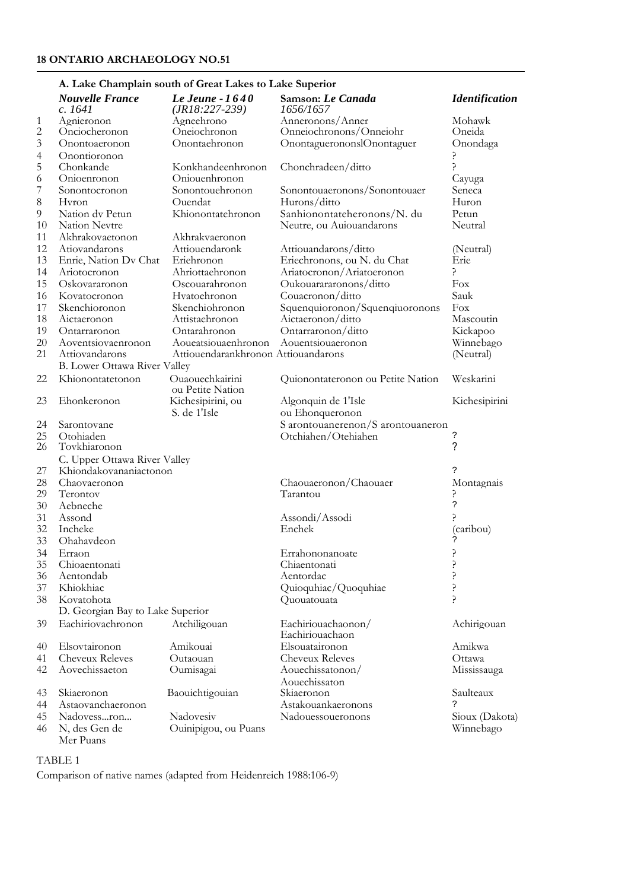| | **A. Lake Champlain south of Great Lakes to Lake Superior** | | | |
|---|---|---|---|---|
| | ***Nouvelle France c. 1641*** | ***Le Jeune - 1640 (JR18:227-239)*** | **Samson: *Le Canada 1656/1657*** | ***Identification*** |
| 1 | Agnieronon | Agneehrono | Anneronons/Anner | Mohawk |
| 2 | Onciocheronon | Oneiochronon | Onneiochronons/Onneiohr | Oneida |
| 3 | Onontoaeronon | Onontaehronon | OnontagueronsnslOnontaguer | Onondaga |
| 4 | Onontioronon | | | ? |
| 5 | Chonkande | Konkhandeenhronon | Chonchradeen/ditto | ? |
| 6 | Onioenronon | Onioueuhronon | | Cayuga |
| 7 | Sonontocronon | Sonontouehronon | Sonontouaeronons/Sonontouaer | Seneca |
| 8 | Hvron | Ouendat | Hurons/ditto | Huron |
| 9 | Nation dv Petun | Khionontatehronon | Sanhionontateheronons/N. du | Petun |
| 10 | Nation Nevtre | | Neutre, ou Auiouandarons | Neutral |
| 11 | Akhrakovaetonon | Akhrakvaeronon | | |
| 12 | Atiovandarons | Attiouendaronk | Attiouandarons/ditto | (Neutral) |
| 13 | Enrie, Nation Dv Chat | Eriehronon | Eriechronons, ou N. du Chat | Erie |
| 14 | Ariotocronon | Ahriottaehronon | Ariatocronon/Ariatoeronon | ? |
| 15 | Oskovararonon | Oscouarahronon | Oukouarararonons/ditto | Fox |
| 16 | Kovatocronon | Hvatoehronon | Couacronon/ditto | Sauk |
| 17 | Skenchioronon | Skenchiohronon | Squenquioronon/Squenqiuoronons | Fox |
| 18 | Aictaeronon | Attistaehronon | Aictaeronon/ditto | Mascoutin |
| 19 | Ontarraronon | Ontarahronon | Ontarraronon/ditto | Kickapoo |
| 20 | Aoventsiovaenronon | Aoueatsiouaenhronon | Aouentsiouaeronon | Winnebago |
| 21 | Attiovandarons | Attiouendarankhronon | Attiouandarons | (Neutral) |
| | **B. Lower Ottawa River Valley** | | | |
| 22 | Khionontatetonon | Ouaouechkairini ou Petite Nation | Quionontateronon ou Petite Nation | Weskarini |
| 23 | Ehonkeronon | Kichesipirini, ou S. de 1'Isle | Algonquin de 1'Isle ou Ehonqueronon | Kichesipirini |
| 24 | Sarontovane | | S arontouanerenon/S arontouaneron | |
| 25 | Otohiaden | | Otchiahen/Otehiahen | ? |
| 26 | Tovkhiaronon | | | ? |
| | **C. Upper Ottawa River Valley** | | | |
| 27 | Khiondakovananiactonon | | | ? |
| 28 | Chaovaeronon | | Chaouaeronon/Chaouaer | Montagnais |
| 29 | Terontov | | Tarantou | ? |
| 30 | Aebneche | | | ? |
| 31 | Assond | | Assondi/Assodi | ? |
| 32 | Incheke | | Enchek | (caribou) |
| 33 | Ohahavdeon | | | ? |
| 34 | Erraon | | Errahononanoate | ? |
| 35 | Chioaentonati | | Chiaentonati | ? |
| 36 | Aentondab | | Aentordac | ? |
| 37 | Khiokhiac | | Quioquhiac/Quoquhiae | ? |
| 38 | Kovatohota | | Quouatouata | ? |
| | **D. Georgian Bay to Lake Superior** | | | |
| 39 | Eachiriovachronon | Atchiligouan | Eachiriouachaonon/ Eachiriouachaon | Achirigouan |
| 40 | Elsovtaironon | Amikouai | Elsouataironon | Amikwa |
| 41 | Cheveux Releves | Outaouan | Cheveux Releves | Ottawa |
| 42 | Aovechissaeton | Oumisagai | Aouechissatonon/ Aouechissaton | Mississauga |
| 43 | Skiaeronon | Baouichtigouian | Skiaeronon | Saulteaux |
| 44 | Astaovanchaeronon | | Astakouankaeronons | ? |
| 45 | Nadovess...ron... | Nadovesiv | Nadouessoueronons | Sioux (Dakota) |
| 46 | N, des Gen de Mer Puans | Ouinipigou, ou Puans | | Winnebago |

TABLE 1

Comparison of native names (adapted from Heidenreich 1988:106-9)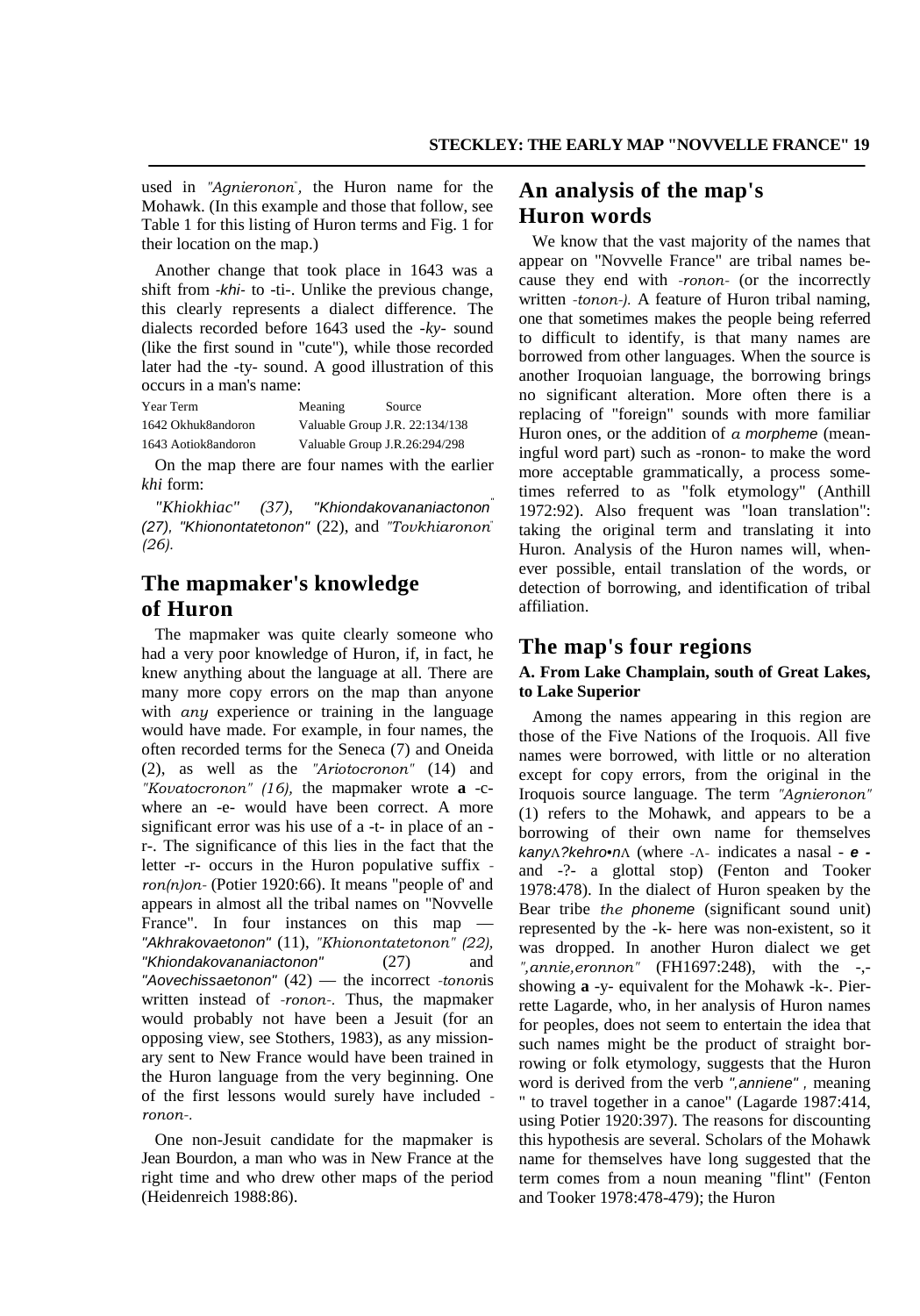used in *"Agnieronon",* the Huron name for the Mohawk. (In this example and those that follow, see Table 1 for this listing of Huron terms and Fig. 1 for their location on the map.)

Another change that took place in 1643 was a shift from *-khi-* to -ti-. Unlike the previous change, this clearly represents a dialect difference. The dialects recorded before 1643 used the *-ky-* sound (like the first sound in "cute"), while those recorded later had the -ty- sound. A good illustration of this occurs in a man's name:

| Year Term | Meaning | Source |
|---|---|---|
| 1642 Okhuk8andoron | Valuable Group | J.R. 22:134/138 |
| 1643 Aotiok8andoron | Valuable Group | J.R.26:294/298 |

On the map there are four names with the earlier *khi* form:

*"Khiokhiac" (37), "Khiondakovananiactonon" (27), "Khionontatetonon"* (22), and *"Tovkhiaronon" (26).*

## The mapmaker's knowledge of Huron

The mapmaker was quite clearly someone who had a very poor knowledge of Huron, if, in fact, he knew anything about the language at all. There are many more copy errors on the map than anyone with *any* experience or training in the language would have made. For example, in four names, the often recorded terms for the Seneca (7) and Oneida (2), as well as the *"Ariotocronon"* (14) and *"Kovatocronon" (16),* the mapmaker wrote **a** -c- where an -e- would have been correct. A more significant error was his use of a -t- in place of an -r-. The significance of this lies in the fact that the letter -r- occurs in the Huron populative suffix *-ron(n)on-* (Potier 1920:66). It means "people of' and appears in almost all the tribal names on "Novvelle France". In four instances on this map — *"Akhrakovaetonon"* (11), *"Khionontatetonon" (22), "Khiondakovananiactonon"* (27) and *"Aovechissaetonon"* (42) — the incorrect *-tonon*is written instead of *-ronon-*. Thus, the mapmaker would probably not have been a Jesuit (for an opposing view, see Stothers, 1983), as any missionary sent to New France would have been trained in the Huron language from the very beginning. One of the first lessons would surely have included *-ronon-*.

One non-Jesuit candidate for the mapmaker is Jean Bourdon, a man who was in New France at the right time and who drew other maps of the period (Heidenreich 1988:86).

## An analysis of the map's Huron words

We know that the vast majority of the names that appear on "Novvelle France" are tribal names because they end with *-ronon-* (or the incorrectly written *-tonon-).* A feature of Huron tribal naming, one that sometimes makes the people being referred to difficult to identify, is that many names are borrowed from other languages. When the source is another Iroquoian language, the borrowing brings no significant alteration. More often there is a replacing of "foreign" sounds with more familiar Huron ones, or the addition of *a morpheme* (meaningful word part) such as -ronon- to make the word more acceptable grammatically, a process sometimes referred to as "folk etymology" (Anthill 1972:92). Also frequent was "loan translation": taking the original term and translating it into Huron. Analysis of the Huron names will, whenever possible, entail translation of the words, or detection of borrowing, and identification of tribal affiliation.

## The map's four regions

### A. From Lake Champlain, south of Great Lakes, to Lake Superior

Among the names appearing in this region are those of the Five Nations of the Iroquois. All five names were borrowed, with little or no alteration except for copy errors, from the original in the Iroquois source language. The term *"Agnieronon"* (1) refers to the Mohawk, and appears to be a borrowing of their own name for themselves *kanyʌ?kehro•nʌ* (where *-ʌ-* indicates a nasal - ***e*** - and -?- a glottal stop) (Fenton and Tooker 1978:478). In the dialect of Huron spoken by the Bear tribe *the phoneme* (significant sound unit) represented by the -k- here was non-existent, so it was dropped. In another Huron dialect we get *",annie,eronnon"* (FH1697:248), with the -,- showing **a** -y- equivalent for the Mohawk -k-. Pierrette Lagarde, who, in her analysis of Huron names for peoples, does not seem to entertain the idea that such names might be the product of straight borrowing or folk etymology, suggests that the Huron word is derived from the verb *",anniene" ,* meaning " to travel together in a canoe" (Lagarde 1987:414, using Potier 1920:397). The reasons for discounting this hypothesis are several. Scholars of the Mohawk name for themselves have long suggested that the term comes from a noun meaning "flint" (Fenton and Tooker 1978:478-479); the Huron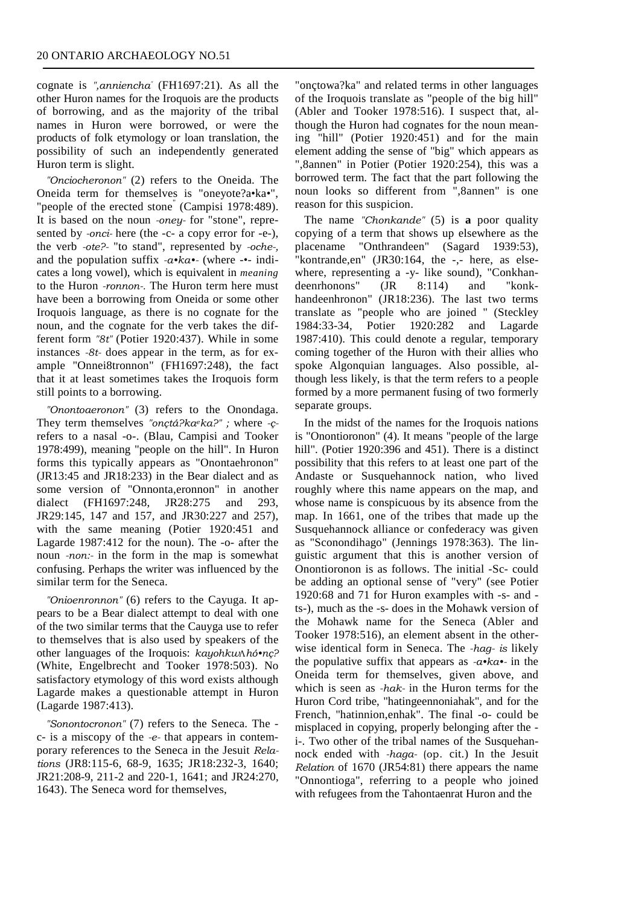cognate is *",anniencha"* (FH1697:21). As all the other Huron names for the Iroquois are the products of borrowing, and as the majority of the tribal names in Huron were borrowed, or were the products of folk etymology or loan translation, the possibility of such an independently generated Huron term is slight.

*"Onciocheronon"* (2) refers to the Oneida. The Oneida term for themselves is "oneyote?a•ka•", "people of the erected stone" (Campisi 1978:489). It is based on the noun *-oney-* for "stone", represented by *-onci-* here (the -c- a copy error for -e-), the verb *-ote?-* "to stand", represented by *-oche-*, and the population suffix *-a•ka•-* (where -•- indicates a long vowel), which is equivalent in *meaning* to the Huron *-ronnon-*. The Huron term here must have been a borrowing from Oneida or some other Iroquois language, as there is no cognate for the noun, and the cognate for the verb takes the different form *"8t"* (Potier 1920:437). While in some instances *-8t-* does appear in the term, as for example "Onnei8tronnon" (FH1697:248), the fact that it at least sometimes takes the Iroquois form still points to a borrowing.

*"Onontoaeronon"* (3) refers to the Onondaga. They term themselves *"onçtá?ka^e ka?"* ; where *-ç-* refers to a nasal -o-. (Blau, Campisi and Tooker 1978:499), meaning "people on the hill". In Huron forms this typically appears as "Onontaehronon" (JR13:45 and JR18:233) in the Bear dialect and as some version of "Onnonta,eronnon" in another dialect (FH1697:248, JR28:275 and 293, JR29:145, 147 and 157, and JR30:227 and 257), with the same meaning (Potier 1920:451 and Lagarde 1987:412 for the noun). The -o- after the noun *-non:-* in the form in the map is somewhat confusing. Perhaps the writer was influenced by the similar term for the Seneca.

*"Onioenronnon"* (6) refers to the Cayuga. It appears to be a Bear dialect attempt to deal with one of the two similar terms that the Cauyga use to refer to themselves that is also used by speakers of the other languages of the Iroquois: *kayohkwʌhó•nç?* (White, Engelbrecht and Tooker 1978:503). No satisfactory etymology of this word exists although Lagarde makes a questionable attempt in Huron (Lagarde 1987:413).

*"Sonontocronon"* (7) refers to the Seneca. The -c- is a miscopy of the *-e-* that appears in contemporary references to the Seneca in the Jesuit *Relations* (JR8:115-6, 68-9, 1635; JR18:232-3, 1640; JR21:208-9, 211-2 and 220-1, 1641; and JR24:270, 1643). The Seneca word for themselves, "onçtowa?ka" and related terms in other languages of the Iroquois translate as "people of the big hill" (Abler and Tooker 1978:516). I suspect that, although the Huron had cognates for the noun meaning "hill" (Potier 1920:451) and for the main element adding the sense of "big" which appears as ",8annen" in Potier (Potier 1920:254), this was a borrowed term. The fact that the part following the noun looks so different from ",8annen" is one reason for this suspicion.

The name *"Chonkande"* (5) is **a** poor quality copying of a term that shows up elsewhere as the placename "Onthrandeen" (Sagard 1939:53), "kontrande,en" (JR30:164, the -,- here, as elsewhere, representing a -y- like sound), "Conkhandeenrhonons" (JR 8:114) and "konkhandeenhronon" (JR18:236). The last two terms translate as "people who are joined " (Steckley 1984:33-34, Potier 1920:282 and Lagarde 1987:410). This could denote a regular, temporary coming together of the Huron with their allies who spoke Algonquian languages. Also possible, although less likely, is that the term refers to a people formed by a more permanent fusing of two formerly separate groups.

In the midst of the names for the Iroquois nations is "Onontioronon" (4). It means "people of the large hill". (Potier 1920:396 and 451). There is a distinct possibility that this refers to at least one part of the Andaste or Susquehannock nation, who lived roughly where this name appears on the map, and whose name is conspicuous by its absence from the map. In 1661, one of the tribes that made up the Susquehannock alliance or confederacy was given as "Sconondihago" (Jennings 1978:363). The linguistic argument that this is another version of Onontioronon is as follows. The initial -Sc- could be adding an optional sense of "very" (see Potier 1920:68 and 71 for Huron examples with -s- and -ts-), much as the -s- does in the Mohawk version of the Mohawk name for the Seneca (Abler and Tooker 1978:516), an element absent in the otherwise identical form in Seneca. The *-hag- is* likely the populative suffix that appears as *-a•ka•-* in the Oneida term for themselves, given above, and which is seen as *-hak-* in the Huron terms for the Huron Cord tribe, "hatingeennoniahak", and for the French, "hatinnion,enhak". The final -o- could be misplaced in copying, properly belonging after the -i-. Two other of the tribal names of the Susquehannock ended with *-haga-* (op. cit.) In the Jesuit *Relation* of 1670 (JR54:81) there appears the name "Onnontioga", referring to a people who joined with refugees from the Tahontaenrat Huron and the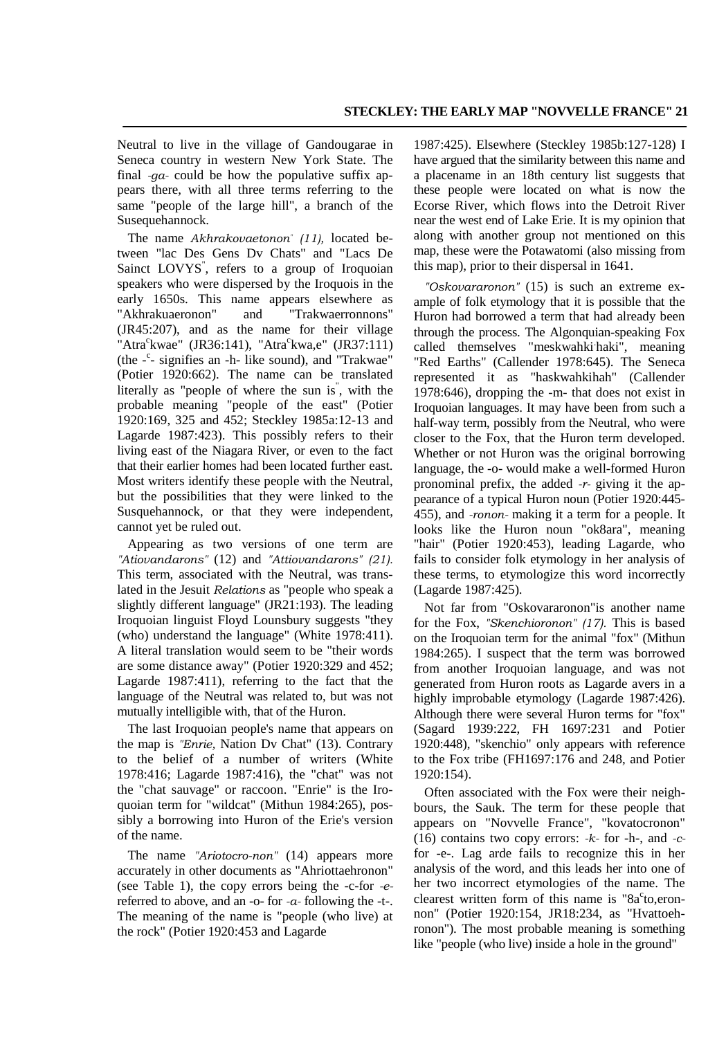Neutral to live in the village of Gandougarae in Seneca country in western New York State. The final *-ga-* could be how the populative suffix appears there, with all three terms referring to the same "people of the large hill", a branch of the Susequehannock.

The name *Akhrakovaetonon" (11),* located between "lac Des Gens Dv Chats" and "Lacs De Sainct LOVYS", refers to a group of Iroquoian speakers who were dispersed by the Iroquois in the early 1650s. This name appears elsewhere as "Akhrakuaeronon" and "Trakwaerronnons" (JR45:207), and as the name for their village "Atra$^c$kwae" (JR36:141), "Atra$^c$kwa,e" (JR37:111) (the -$^c$- signifies an -h- like sound), and "Trakwae" (Potier 1920:662). The name can be translated literally as "people of where the sun is", with the probable meaning "people of the east" (Potier 1920:169, 325 and 452; Steckley 1985a:12-13 and Lagarde 1987:423). This possibly refers to their living east of the Niagara River, or even to the fact that their earlier homes had been located further east. Most writers identify these people with the Neutral, but the possibilities that they were linked to the Susquehannock, or that they were independent, cannot yet be ruled out.

Appearing as two versions of one term are *"Atiovandarons"* (12) and *"Attiovandarons" (21).* This term, associated with the Neutral, was translated in the Jesuit *Relations* as "people who speak a slightly different language" (JR21:193). The leading Iroquoian linguist Floyd Lounsbury suggests "they (who) understand the language" (White 1978:411). A literal translation would seem to be "their words are some distance away" (Potier 1920:329 and 452; Lagarde 1987:411), referring to the fact that the language of the Neutral was related to, but was not mutually intelligible with, that of the Huron.

The last Iroquoian people's name that appears on the map is *"Enrie,* Nation Dv Chat" (13). Contrary to the belief of a number of writers (White 1978:416; Lagarde 1987:416), the "chat" was not the "chat sauvage" or raccoon. "Enrie" is the Iroquoian term for "wildcat" (Mithun 1984:265), possibly a borrowing into Huron of the Erie's version of the name.

The name *"Ariotocro-non"* (14) appears more accurately in other documents as "Ahriottaehronon" (see Table 1), the copy errors being the -c-for *-e-* referred to above, and an -o- for *-a-* following the -t-. The meaning of the name is "people (who live) at the rock" (Potier 1920:453 and Lagarde 1987:425). Elsewhere (Steckley 1985b:127-128) I have argued that the similarity between this name and a placename in an 18th century list suggests that these people were located on what is now the Ecorse River, which flows into the Detroit River near the west end of Lake Erie. It is my opinion that along with another group not mentioned on this map, these were the Potawatomi (also missing from this map), prior to their dispersal in 1641.

*"Oskovararonon"* (15) is such an extreme example of folk etymology that it is possible that the Huron had borrowed a term that had already been through the process. The Algonquian-speaking Fox called themselves "meskwahki·haki", meaning "Red Earths" (Callender 1978:645). The Seneca represented it as "haskwahkihah" (Callender 1978:646), dropping the -m- that does not exist in Iroquoian languages. It may have been from such a half-way term, possibly from the Neutral, who were closer to the Fox, that the Huron term developed. Whether or not Huron was the original borrowing language, the -o- would make a well-formed Huron pronominal prefix, the added *-r-* giving it the appearance of a typical Huron noun (Potier 1920:445-455), and *-ronon-* making it a term for a people. It looks like the Huron noun "ok8ara", meaning "hair" (Potier 1920:453), leading Lagarde, who fails to consider folk etymology in her analysis of these terms, to etymologize this word incorrectly (Lagarde 1987:425).

Not far from "Oskovararonon"is another name for the Fox, *"Skenchioronon" (17).* This is based on the Iroquoian term for the animal "fox" (Mithun 1984:265). I suspect that the term was borrowed from another Iroquoian language, and was not generated from Huron roots as Lagarde avers in a highly improbable etymology (Lagarde 1987:426). Although there were several Huron terms for "fox" (Sagard 1939:222, FH 1697:231 and Potier 1920:448), "skenchio" only appears with reference to the Fox tribe (FH1697:176 and 248, and Potier 1920:154).

Often associated with the Fox were their neighbours, the Sauk. The term for these people that appears on "Novvelle France", "kovatocronon" (16) contains two copy errors: *-k-* for -h-, and *-c-* for -e-. Lag arde fails to recognize this in her analysis of the word, and this leads her into one of her two incorrect etymologies of the name. The clearest written form of this name is "8a$^c$to,eronnon" (Potier 1920:154, JR18:234, as "Hvattoehronon"). The most probable meaning is something like "people (who live) inside a hole in the ground"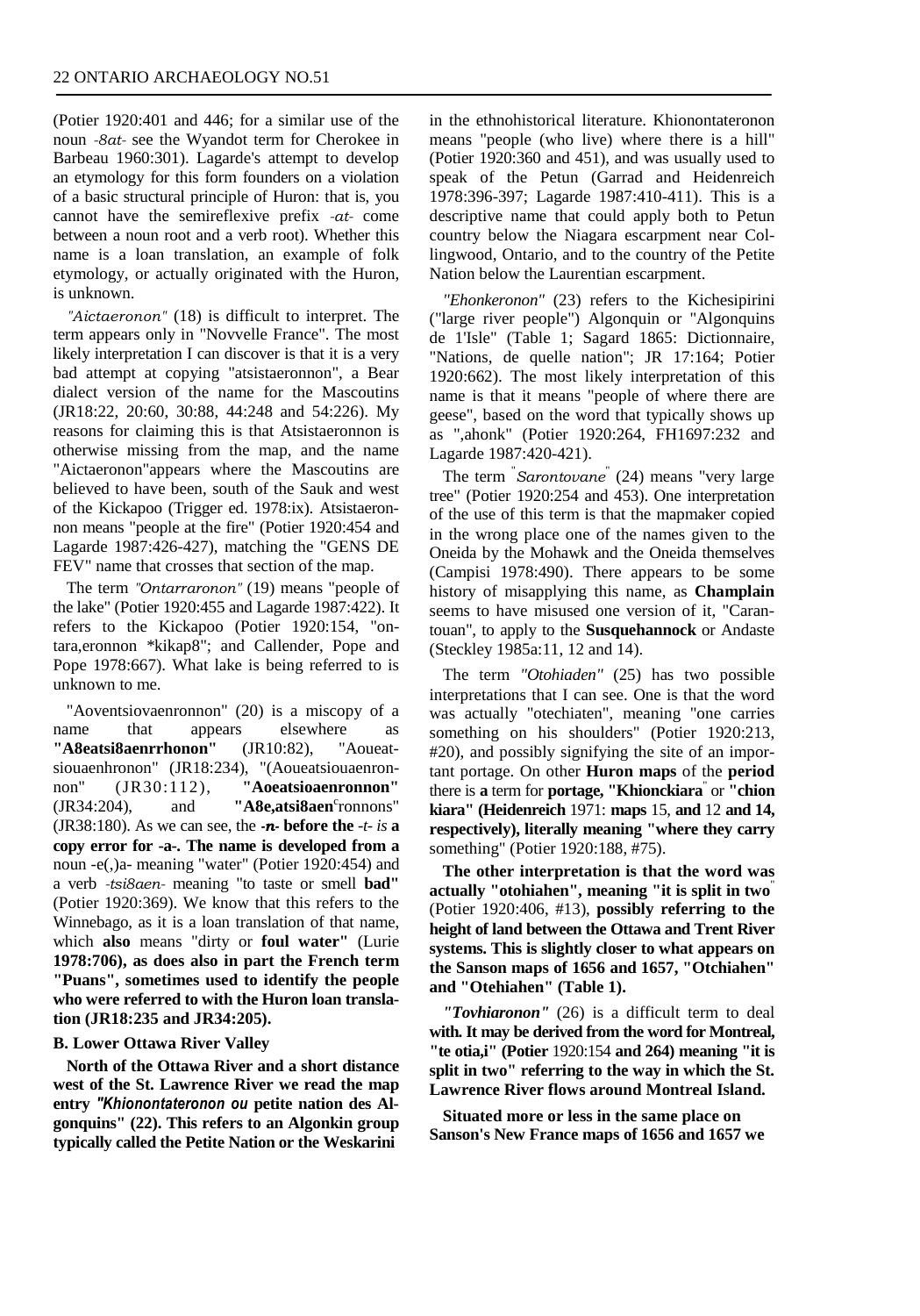(Potier 1920:401 and 446; for a similar use of the noun *-8at-* see the Wyandot term for Cherokee in Barbeau 1960:301). Lagarde's attempt to develop an etymology for this form founders on a violation of a basic structural principle of Huron: that is, you cannot have the semireflexive prefix *-at-* come between a noun root and a verb root). Whether this name is a loan translation, an example of folk etymology, or actually originated with the Huron, is unknown.

*"Aictaeronon"* (18) is difficult to interpret. The term appears only in "Novvelle France". The most likely interpretation I can discover is that it is a very bad attempt at copying "atsistaeronnon", a Bear dialect version of the name for the Mascoutins (JR18:22, 20:60, 30:88, 44:248 and 54:226). My reasons for claiming this is that Atsistaeronnon is otherwise missing from the map, and the name "Aictaeronon"appears where the Mascoutins are believed to have been, south of the Sauk and west of the Kickapoo (Trigger ed. 1978:ix). Atsistaeronnon means "people at the fire" (Potier 1920:454 and Lagarde 1987:426-427), matching the "GENS DE FEV" name that crosses that section of the map.

The term *"Ontarraronon"* (19) means "people of the lake" (Potier 1920:455 and Lagarde 1987:422). It refers to the Kickapoo (Potier 1920:154, "ontara,eronnon *kikap8"; and Callender, Pope and Pope 1978:667). What lake is being referred to is unknown to me.

"Aoventsiovaenronnon" (20) is a miscopy of a name that appears elsewhere as **"A8eatsi8aenrrhonon"** (JR10:82), "Aoueatsiouaenhronon" (JR18:234), "(Aoueatsiouaenronnon" (JR30:112), **"Aoeatsioaenronnon"** (JR34:204), and **"A8e,atsi8aen**ᶜronnons" (JR38:180). As we can see, the ***-n-* before the** *-t- is* **a copy error for -a-. The name is developed from a** noun -e(,)a- meaning "water" (Potier 1920:454) and a verb *-tsi8aen-* meaning "to taste or smell **bad"** (Potier 1920:369). We know that this refers to the Winnebago, as it is a loan translation of that name, which **also** means "dirty or **foul water"** (Lurie **1978:706), as does also in part the French term "Puans", sometimes used to identify the people who were referred to with the Huron loan translation (JR18:235 and JR34:205).**

### B. Lower Ottawa River Valley

**North of the Ottawa River and a short distance west of the St. Lawrence River we read the map entry *"Khionontateronon ou* petite nation des Algonquins" (22). This refers to an Algonkin group typically called the Petite Nation or the Weskarini** in the ethnohistorical literature. Khionontateronon means "people (who live) where there is a hill" (Potier 1920:360 and 451), and was usually used to speak of the Petun (Garrad and Heidenreich 1978:396-397; Lagarde 1987:410-411). This is a descriptive name that could apply both to Petun country below the Niagara escarpment near Collingwood, Ontario, and to the country of the Petite Nation below the Laurentian escarpment.

*"Ehonkeronon"* (23) refers to the Kichesipirini ("large river people") Algonquin or "Algonquins de 1'Isle" (Table 1; Sagard 1865: Dictionnaire, "Nations, de quelle nation"; JR 17:164; Potier 1920:662). The most likely interpretation of this name is that it means "people of where there are geese", based on the word that typically shows up as ",ahonk" (Potier 1920:264, FH1697:232 and Lagarde 1987:420-421).

The term "*Sarontovane*" (24) means "very large tree" (Potier 1920:254 and 453). One interpretation of the use of this term is that the mapmaker copied in the wrong place one of the names given to the Oneida by the Mohawk and the Oneida themselves (Campisi 1978:490). There appears to be some history of misapplying this name, as **Champlain** seems to have misused one version of it, "Carantouan", to apply to the **Susquehannock** or Andaste (Steckley 1985a:11, 12 and 14).

The term *"Otohiaden"* (25) has two possible interpretations that I can see. One is that the word was actually "otechiaten", meaning "one carries something on his shoulders" (Potier 1920:213, #20), and possibly signifying the site of an important portage. On other **Huron maps** of the **period** there is **a** term for **portage, "Khionckiara**" or **"chion kiara" (Heidenreich** 1971: **maps** 15, **and** 12 **and 14, respectively), literally meaning "where they carry** something" (Potier 1920:188, #75).

**The other interpretation is that the word was actually "otohiahen", meaning "it is split in two"** (Potier 1920:406, #13), **possibly referring to the height of land between the Ottawa and Trent River systems. This is slightly closer to what appears on the Sanson maps of 1656 and 1657, "Otchiahen" and "Otehiahen" (Table 1).**

***"Tovhiaronon"*** (26) is a difficult term to deal **with. It may be derived from the word for Montreal, "te otia,i" (Potier** 1920:154 **and 264) meaning "it is split in two" referring to the way in which the St. Lawrence River flows around Montreal Island.**

**Situated more or less in the same place on Sanson's New France maps of 1656 and 1657 we**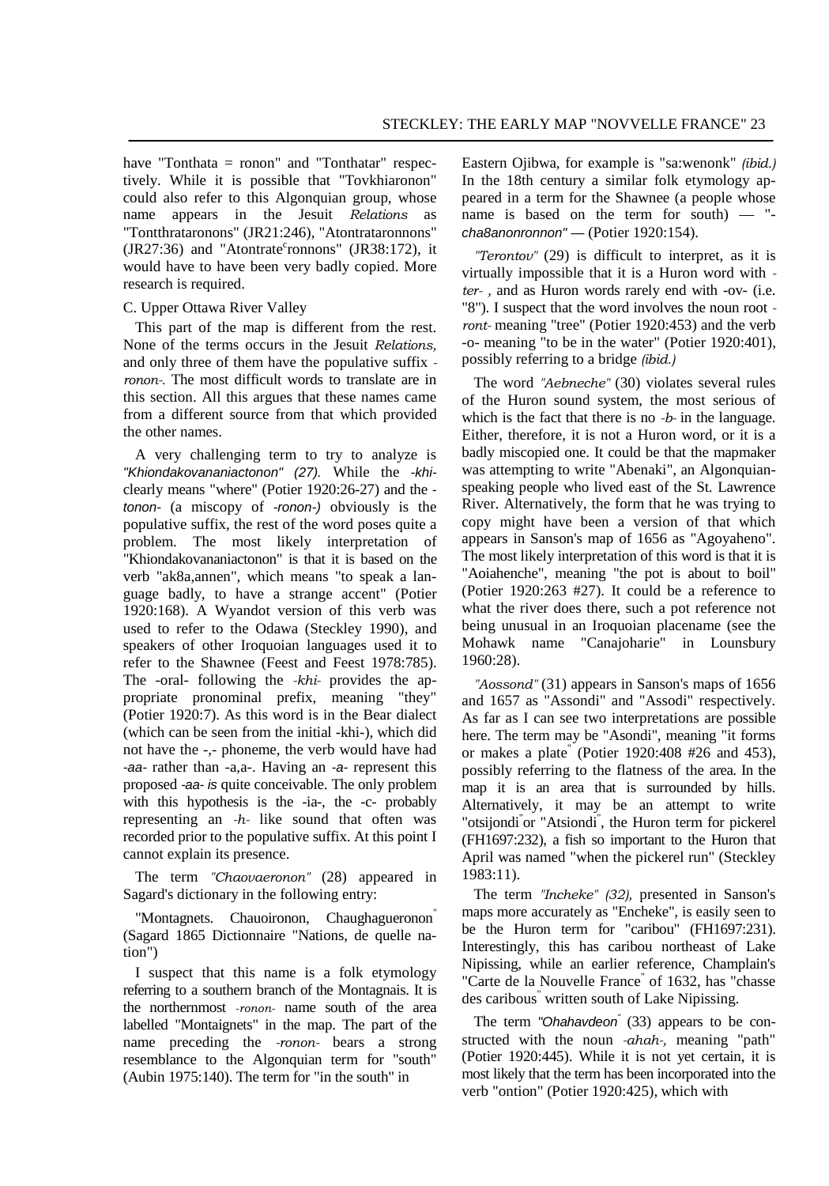have "Tonthata = ronon" and "Tonthatar" respectively. While it is possible that "Tovkhiaronon" could also refer to this Algonquian group, whose name appears in the Jesuit *Relations* as "Tontthrataronons" (JR21:246), "Atontrataronnons" (JR27:36) and "Atontrate[c]ronnons" (JR38:172), it would have to have been very badly copied. More research is required.

C. Upper Ottawa River Valley

This part of the map is different from the rest. None of the terms occurs in the Jesuit *Relations,* and only three of them have the populative suffix *-ronon-*. The most difficult words to translate are in this section. All this argues that these names came from a different source from that which provided the other names.

A very challenging term to try to analyze is *"Khiondakovananiactonon" (27).* While the *-khi-* clearly means "where" (Potier 1920:26-27) and the *-tonon-* (a miscopy of *-ronon-)* obviously is the populative suffix, the rest of the word poses quite a problem. The most likely interpretation of "Khiondakovananiactonon" is that it is based on the verb "ak8a,annen", which means "to speak a language badly, to have a strange accent" (Potier 1920:168). A Wyandot version of this verb was used to refer to the Odawa (Steckley 1990), and speakers of other Iroquoian languages used it to refer to the Shawnee (Feest and Feest 1978:785). The -oral- following the *-khi-* provides the appropriate pronominal prefix, meaning "they" (Potier 1920:7). As this word is in the Bear dialect (which can be seen from the initial -khi-), which did not have the -,- phoneme, the verb would have had *-aa-* rather than -a,a-. Having an *-a-* represent this proposed *-aa- is* quite conceivable. The only problem with this hypothesis is the -ia-, the -c- probably representing an *-h-* like sound that often was recorded prior to the populative suffix. At this point I cannot explain its presence.

The term *"Chaovaeronon"* (28) appeared in Sagard's dictionary in the following entry:

"Montagnets. Chauoironon, Chaughagueronon" (Sagard 1865 Dictionnaire "Nations, de quelle nation")

I suspect that this name is a folk etymology referring to a southern branch of the Montagnais. It is the northernmost *-ronon-* name south of the area labelled "Montaignets" in the map. The part of the name preceding the *-ronon-* bears a strong resemblance to the Algonquian term for "south" (Aubin 1975:140). The term for "in the south" in Eastern Ojibwa, for example is "sa:wenonk" *(ibid.)* In the 18th century a similar folk etymology appeared in a term for the Shawnee (a people whose name is based on the term for south) — "*-cha8anonronnon"* — (Potier 1920:154).

*"Terontov"* (29) is difficult to interpret, as it is virtually impossible that it is a Huron word with *-ter-* , and as Huron words rarely end with -ov- (i.e. "8"). I suspect that the word involves the noun root *-ront-* meaning "tree" (Potier 1920:453) and the verb -o- meaning "to be in the water" (Potier 1920:401), possibly referring to a bridge *(ibid.)*

The word *"Aebneche"* (30) violates several rules of the Huron sound system, the most serious of which is the fact that there is no *-b-* in the language. Either, therefore, it is not a Huron word, or it is a badly miscopied one. It could be that the mapmaker was attempting to write "Abenaki", an Algonquian-speaking people who lived east of the St. Lawrence River. Alternatively, the form that he was trying to copy might have been a version of that which appears in Sanson's map of 1656 as "Agoyaheno". The most likely interpretation of this word is that it is "Aoiahenche", meaning "the pot is about to boil" (Potier 1920:263 #27). It could be a reference to what the river does there, such a pot reference not being unusual in an Iroquoian placename (see the Mohawk name "Canajoharie" in Lounsbury 1960:28).

*"Aossond"* (31) appears in Sanson's maps of 1656 and 1657 as "Assondi" and "Assodi" respectively. As far as I can see two interpretations are possible here. The term may be "Asondi", meaning "it forms or makes a plate" (Potier 1920:408 #26 and 453), possibly referring to the flatness of the area. In the map it is an area that is surrounded by hills. Alternatively, it may be an attempt to write "otsijondi" or "Atsiondi", the Huron term for pickerel (FH1697:232), a fish so important to the Huron that April was named "when the pickerel run" (Steckley 1983:11).

The term *"Incheke" (32),* presented in Sanson's maps more accurately as "Encheke", is easily seen to be the Huron term for "caribou" (FH1697:231). Interestingly, this has caribou northeast of Lake Nipissing, while an earlier reference, Champlain's "Carte de la Nouvelle France" of 1632, has "chasse des caribous" written south of Lake Nipissing.

The term *"Ohahavdeon"* (33) appears to be constructed with the noun *-ahah-,* meaning "path" (Potier 1920:445). While it is not yet certain, it is most likely that the term has been incorporated into the verb "ontion" (Potier 1920:425), which with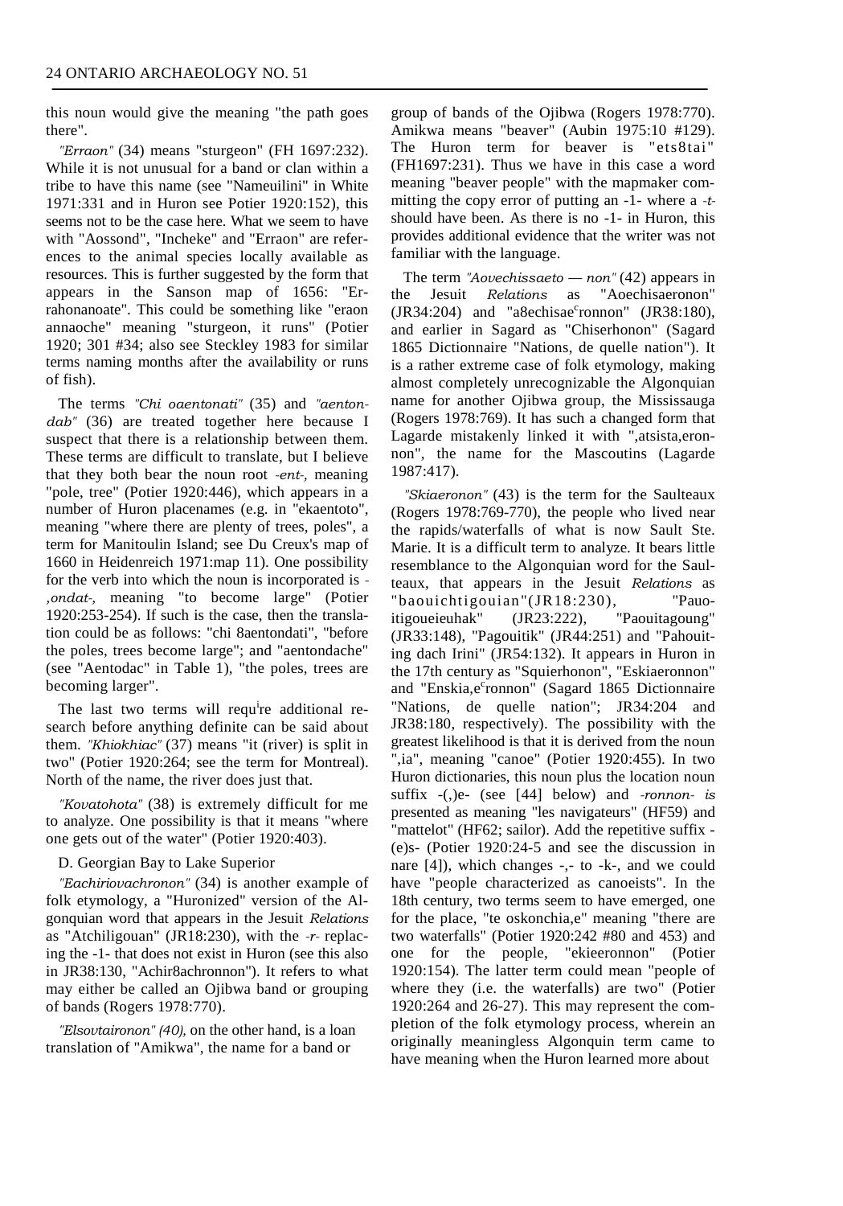this noun would give the meaning "the path goes there".

*"Erraon"* (34) means "sturgeon" (FH 1697:232). While it is not unusual for a band or clan within a tribe to have this name (see "Nameuilini" in White 1971:331 and in Huron see Potier 1920:152), this seems not to be the case here. What we seem to have with "Aossond", "Incheke" and "Erraon" are references to the animal species locally available as resources. This is further suggested by the form that appears in the Sanson map of 1656: "Errahonanoate". This could be something like "eraon annaoche" meaning "sturgeon, it runs" (Potier 1920; 301 #34; also see Steckley 1983 for similar terms naming months after the availability or runs of fish).

The terms *"Chi oaentonati"* (35) and *"aentondab"* (36) are treated together here because I suspect that there is a relationship between them. These terms are difficult to translate, but I believe that they both bear the noun root *-ent-,* meaning "pole, tree" (Potier 1920:446), which appears in a number of Huron placenames (e.g. in "ekaentoto", meaning "where there are plenty of trees, poles", a term for Manitoulin Island; see Du Creux's map of 1660 in Heidenreich 1971:map 11). One possibility for the verb into which the noun is incorporated is *-,ondat-,* meaning "to become large" (Potier 1920:253-254). If such is the case, then the translation could be as follows: "chi 8aentondati", "before the poles, trees become large"; and "aentondache" (see "Aentodac" in Table 1), "the poles, trees are becoming larger".

The last two terms will require additional research before anything definite can be said about them. *"Khiokhiac"* (37) means "it (river) is split in two" (Potier 1920:264; see the term for Montreal). North of the name, the river does just that.

*"Kovatohota"* (38) is extremely difficult for me to analyze. One possibility is that it means "where one gets out of the water" (Potier 1920:403).

D. Georgian Bay to Lake Superior

*"Eachiriovachronon"* (34) is another example of folk etymology, a "Huronized" version of the Algonquian word that appears in the Jesuit *Relations* as "Atchiligouan" (JR18:230), with the *-r-* replacing the -1- that does not exist in Huron (see this also in JR38:130, "Achir8achronnon"). It refers to what may either be called an Ojibwa band or grouping of bands (Rogers 1978:770).

*"Elsovtaironon" (40),* on the other hand, is a loan translation of "Amikwa", the name for a band or group of bands of the Ojibwa (Rogers 1978:770). Amikwa means "beaver" (Aubin 1975:10 #129). The Huron term for beaver is "ets8tai" (FH1697:231). Thus we have in this case a word meaning "beaver people" with the mapmaker committing the copy error of putting an -1- where a *-t-* should have been. As there is no -1- in Huron, this provides additional evidence that the writer was not familiar with the language.

The term *"Aovechissaeto — non"* (42) appears in the Jesuit *Relations* as "Aoechisaeronon" (JR34:204) and "a8echisae[c]ronnon" (JR38:180), and earlier in Sagard as "Chiserhonon" (Sagard 1865 Dictionnaire "Nations, de quelle nation"). It is a rather extreme case of folk etymology, making almost completely unrecognizable the Algonquian name for another Ojibwa group, the Mississauga (Rogers 1978:769). It has such a changed form that Lagarde mistakenly linked it with ",atsista,eronnon", the name for the Mascoutins (Lagarde 1987:417).

*"Skiaeronon"* (43) is the term for the Saulteaux (Rogers 1978:769-770), the people who lived near the rapids/waterfalls of what is now Sault Ste. Marie. It is a difficult term to analyze. It bears little resemblance to the Algonquian word for the Saulteaux, that appears in the Jesuit *Relations* as "baouichtigouian"(JR18:230), "Pauoitigoueieuhak" (JR23:222), "Paouitagoung" (JR33:148), "Pagouitik" (JR44:251) and "Pahouiting dach Irini" (JR54:132). It appears in Huron in the 17th century as "Squierhonon", "Eskiaeronnon" and "Enskia,e[c]ronnon" (Sagard 1865 Dictionnaire "Nations, de quelle nation"; JR34:204 and JR38:180, respectively). The possibility with the greatest likelihood is that it is derived from the noun ",ia", meaning "canoe" (Potier 1920:455). In two Huron dictionaries, this noun plus the location noun suffix -(,)e- (see [44] below) and *-ronnon- is* presented as meaning "les navigateurs" (HF59) and "mattelot" (HF62; sailor). Add the repetitive suffix -(e)s- (Potier 1920:24-5 and see the discussion in nare [4]), which changes -,- to -k-, and we could have "people characterized as canoeists". In the 18th century, two terms seem to have emerged, one for the place, "te oskonchia,e" meaning "there are two waterfalls" (Potier 1920:242 #80 and 453) and one for the people, "ekieeronnon" (Potier 1920:154). The latter term could mean "people of where they (i.e. the waterfalls) are two" (Potier 1920:264 and 26-27). This may represent the completion of the folk etymology process, wherein an originally meaningless Algonquin term came to have meaning when the Huron learned more about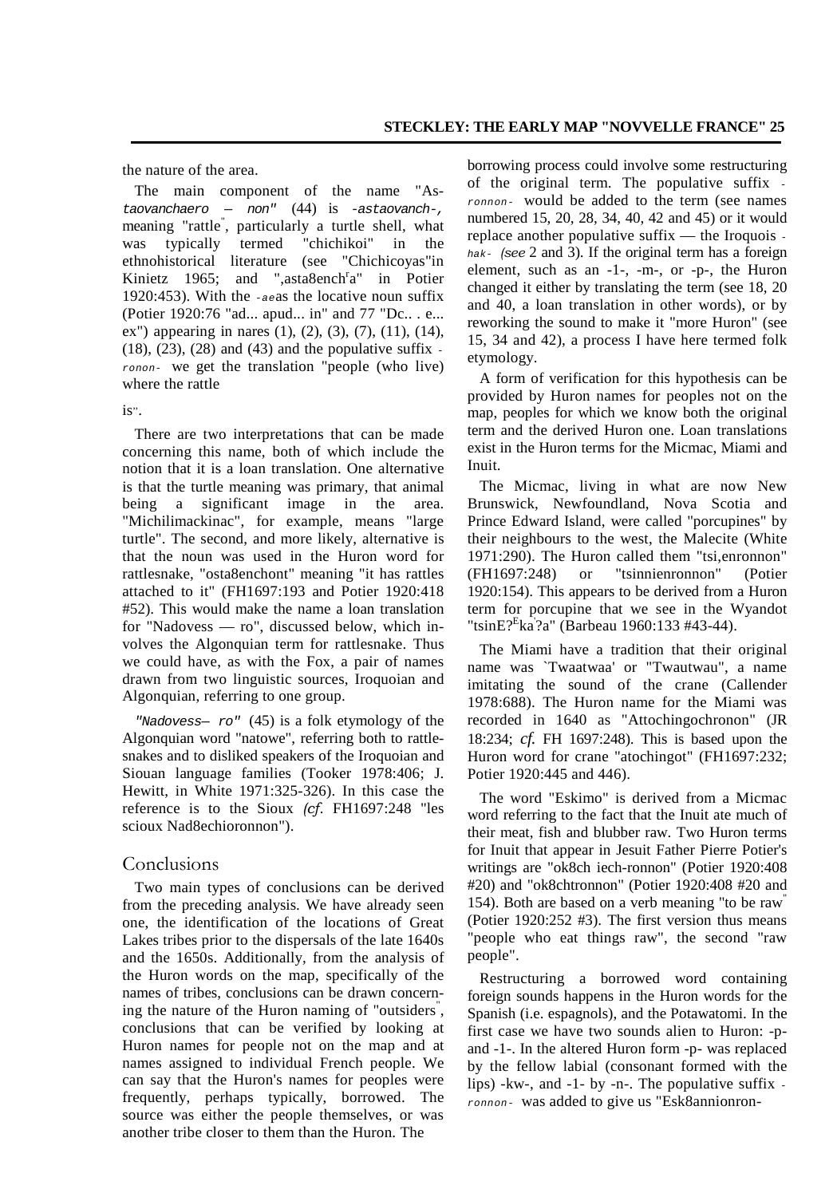the nature of the area.

The main component of the name "Astaovanchaero – non" (44) is *-astaovanch-*, meaning "rattle", particularly a turtle shell, what was typically termed "chichikoi" in the ethnohistorical literature (see "Chichicoyas"in Kinietz 1965; and ",asta8ench'a" in Potier 1920:453). With the *-ae* as the locative noun suffix (Potier 1920:76 "ad... apud... in" and 77 "Dc.. . e... ex") appearing in nares (1), (2), (3), (7), (11), (14), (18), (23), (28) and (43) and the populative suffix *-ronon-* we get the translation "people (who live) where the rattle is".

There are two interpretations that can be made concerning this name, both of which include the notion that it is a loan translation. One alternative is that the turtle meaning was primary, that animal being a significant image in the area. "Michilimackinac", for example, means "large turtle". The second, and more likely, alternative is that the noun was used in the Huron word for rattlesnake, "osta8enchont" meaning "it has rattles attached to it" (FH1697:193 and Potier 1920:418 #52). This would make the name a loan translation for "Nadovess — ro", discussed below, which involves the Algonquian term for rattlesnake. Thus we could have, as with the Fox, a pair of names drawn from two linguistic sources, Iroquoian and Algonquian, referring to one group.

*"Nadovess– ro"* (45) is a folk etymology of the Algonquian word "natowe", referring both to rattlesnakes and to disliked speakers of the Iroquoian and Siouan language families (Tooker 1978:406; J. Hewitt, in White 1971:325-326). In this case the reference is to the Sioux *(cf.* FH1697:248 "les scioux Nad8echioronnon").

## Conclusions

Two main types of conclusions can be derived from the preceding analysis. We have already seen one, the identification of the locations of Great Lakes tribes prior to the dispersals of the late 1640s and the 1650s. Additionally, from the analysis of the Huron words on the map, specifically of the names of tribes, conclusions can be drawn concerning the nature of the Huron naming of "outsiders", conclusions that can be verified by looking at Huron names for people not on the map and at names assigned to individual French people. We can say that the Huron's names for peoples were frequently, perhaps typically, borrowed. The source was either the people themselves, or was another tribe closer to them than the Huron. The borrowing process could involve some restructuring of the original term. The populative suffix *-ronnon-* would be added to the term (see names numbered 15, 20, 28, 34, 40, 42 and 45) or it would replace another populative suffix — the Iroquois *-hak-* *(see* 2 and 3). If the original term has a foreign element, such as an -1-, -m-, or -p-, the Huron changed it either by translating the term (see 18, 20 and 40, a loan translation in other words), or by reworking the sound to make it "more Huron" (see 15, 34 and 42), a process I have here termed folk etymology.

A form of verification for this hypothesis can be provided by Huron names for peoples not on the map, peoples for which we know both the original term and the derived Huron one. Loan translations exist in the Huron terms for the Micmac, Miami and Inuit.

The Micmac, living in what are now New Brunswick, Newfoundland, Nova Scotia and Prince Edward Island, were called "porcupines" by their neighbours to the west, the Malecite (White 1971:290). The Huron called them "tsi,enronnon" (FH1697:248) or "tsinnienronnon" (Potier 1920:154). This appears to be derived from a Huron term for porcupine that we see in the Wyandot "tsinE?[E]ka'?a" (Barbeau 1960:133 #43-44).

The Miami have a tradition that their original name was `Twaatwaa' or "Twautwau", a name imitating the sound of the crane (Callender 1978:688). The Huron name for the Miami was recorded in 1640 as "Attochingochronon" (JR 18:234; *cf.* FH 1697:248). This is based upon the Huron word for crane "atochingot" (FH1697:232; Potier 1920:445 and 446).

The word "Eskimo" is derived from a Micmac word referring to the fact that the Inuit ate much of their meat, fish and blubber raw. Two Huron terms for Inuit that appear in Jesuit Father Pierre Potier's writings are "ok8ch iech-ronnon" (Potier 1920:408 #20) and "ok8chtronnon" (Potier 1920:408 #20 and 154). Both are based on a verb meaning "to be raw" (Potier 1920:252 #3). The first version thus means "people who eat things raw", the second "raw people".

Restructuring a borrowed word containing foreign sounds happens in the Huron words for the Spanish (i.e. espagnols), and the Potawatomi. In the first case we have two sounds alien to Huron: -p- and -1-. In the altered Huron form -p- was replaced by the fellow labial (consonant formed with the lips) -kw-, and -1- by -n-. The populative suffix *-ronnon-* was added to give us "Esk8annionron-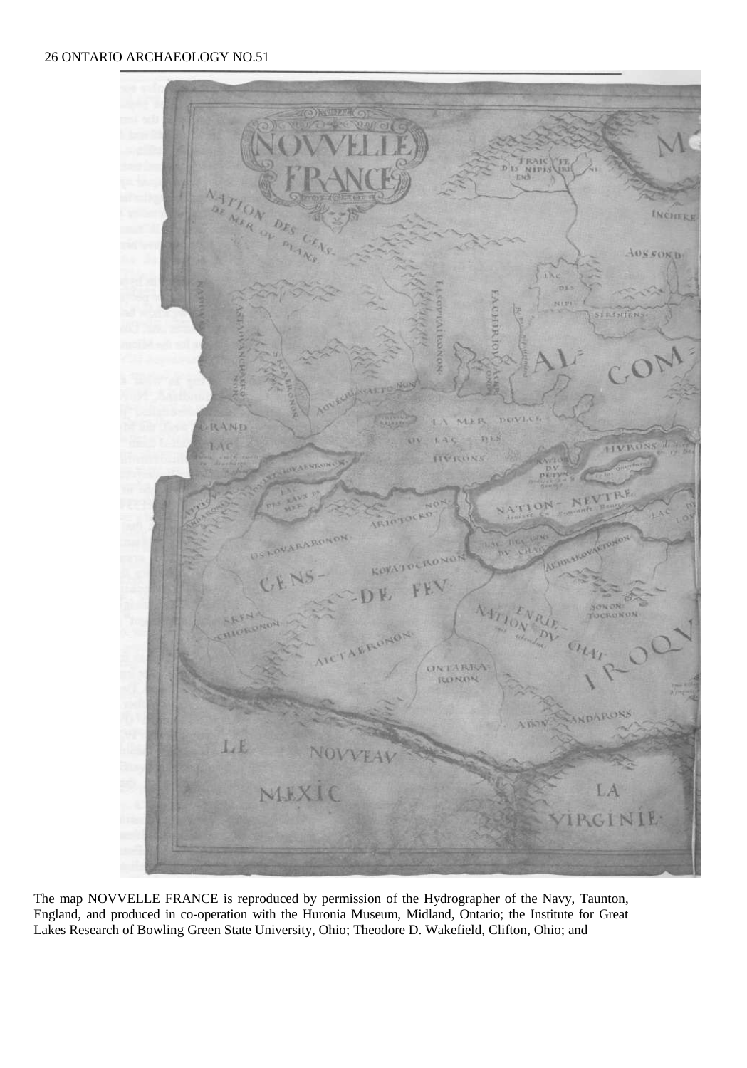The map NOVVELLE FRANCE is reproduced by permission of the Hydrographer of the Navy, Taunton, England, and produced in co-operation with the Huronia Museum, Midland, Ontario; the Institute for Great Lakes Research of Bowling Green State University, Ohio; Theodore D. Wakefield, Clifton, Ohio; and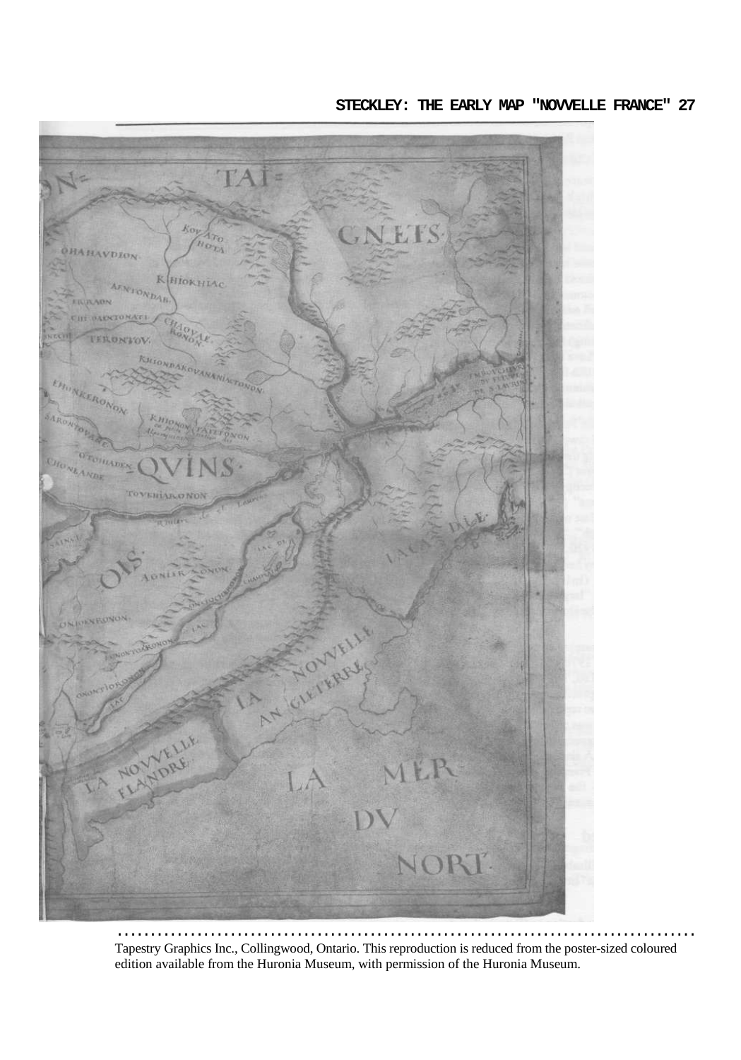Tapestry Graphics Inc., Collingwood, Ontario. This reproduction is reduced from the poster-sized coloured edition available from the Huronia Museum, with permission of the Huronia Museum.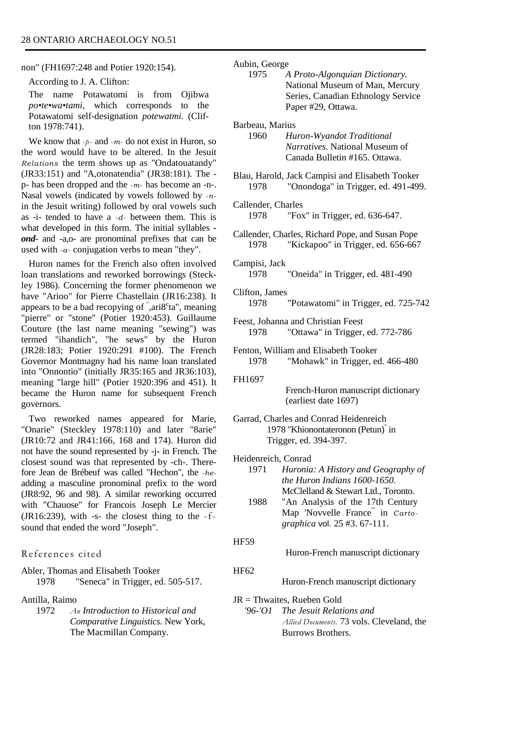non" (FH1697:248 and Potier 1920:154).

According to J. A. Clifton:

> The name Potawatomi is from Ojibwa *po•te•wa•tami*, which corresponds to the Potawatomi self-designation *potewatmi.* (Clifton 1978:741).

We know that *-p-* and *-m-* do not exist in Huron, so the word would have to be altered. In the Jesuit *Relations* the term shows up as "Ondatouatandy" (JR33:151) and "A,otonatendia" (JR38:181). The -p- has been dropped and the *-m-* has become an -n-. Nasal vowels (indicated by vowels followed by *-n-* in the Jesuit writing) followed by oral vowels such as -i- tended to have a *-d-* between them. This is what developed in this form. The initial syllables -***ond***- and -a,o- are pronominal prefixes that can be used with *-a-* conjugation verbs to mean "they".

Huron names for the French also often involved loan translations and reworked borrowings (Steckley 1986). Concerning the former phenomenon we have "Arioo" for Pierre Chastellain (JR16:238). It appears to be a bad recopying of ",ari8ᶜta", meaning "pierre" or "stone" (Potier 1920:453). Guillaume Couture (the last name meaning "sewing") was termed "ihandich", "he sews" by the Huron (JR28:183; Potier 1920:291 #100). The French Governor Montmagny had his name loan translated into "Onnontio" (initially JR35:165 and JR36:103), meaning "large hill" (Potier 1920:396 and 451). It became the Huron name for subsequent French governors.

Two reworked names appeared for Marie, "Onarie" (Steckley 1978:110) and later "8arie" (JR10:72 and JR41:166, 168 and 174). Huron did not have the sound represented by -j- in French. The closest sound was that represented by -ch-. Therefore Jean de Brébeuf was called "Hechon", the *-he-* adding a masculine pronominal prefix to the word (JR8:92, 96 and 98). A similar reworking occurred with "Chauose" for Francois Joseph Le Mercier (JR16:239), with -s- the closest thing to the *-f-* sound that ended the word "Joseph".

## References cited

Abler, Thomas and Elisabeth Tooker
1978 "Seneca" in Trigger, ed. 505-517.

Antilla, Raimo
1972 *An Introduction to Historical and Comparative Linguistics.* New York, The Macmillan Company.

Aubin, George
1975 *A Proto-Algonquian Dictionary.* National Museum of Man, Mercury Series, Canadian Ethnology Service Paper #29, Ottawa.

Barbeau, Marius
1960 *Huron-Wyandot Traditional Narratives.* National Museum of Canada Bulletin #165. Ottawa.

Blau, Harold, Jack Campisi and Elisabeth Tooker
1978 "Onondoga" in Trigger, ed. 491-499.

Callender, Charles
1978 "Fox" in Trigger, ed. 636-647.

Callender, Charles, Richard Pope, and Susan Pope
1978 "Kickapoo" in Trigger, ed. 656-667

Campisi, Jack
1978 "Oneida" in Trigger, ed. 481-490

Clifton, James
1978 "Potawatomi" in Trigger, ed. 725-742

Feest, Johanna and Christian Feest
1978 "Ottawa" in Trigger, ed. 772-786

Fenton, William and Elisabeth Tooker
1978 "Mohawk" in Trigger, ed. 466-480

FH1697
French-Huron manuscript dictionary (earliest date 1697)

Garrad, Charles and Conrad Heidenreich
1978 "Khionontateronon (Petun)" in Trigger, ed. 394-397.

Heidenreich, Conrad
1971 *Huronia: A History and Geography of the Huron Indians 1600-1650.* McClelland & Stewart Ltd., Toronto.
1988 "An Analysis of the 17th Century Map 'Novvelle France'" in *Cartographica* vol. 25 #3. 67-111.

HF59
Huron-French manuscript dictionary

HF62
Huron-French manuscript dictionary

JR = Thwaites, Rueben Gold
'96-'01 *The Jesuit Relations and Allied Documents.* 73 vols. Cleveland, the Burrows Brothers.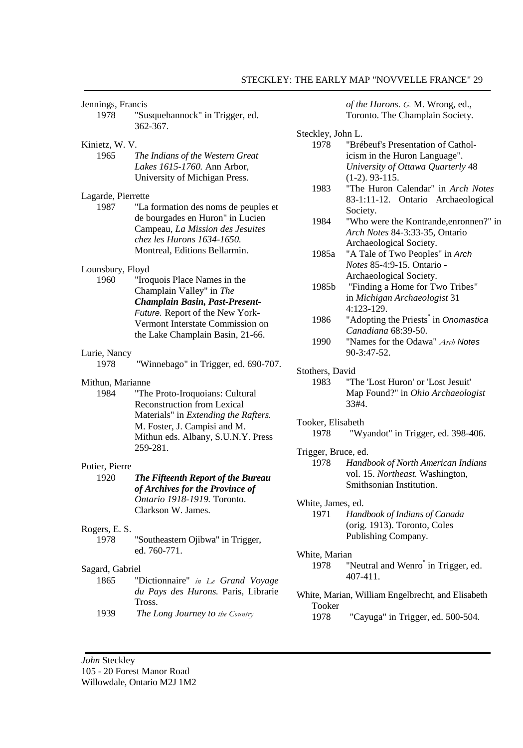Jennings, Francis
1978 "Susquehannock" in Trigger, ed. 362-367.

Kinietz, W. V.
1965 *The Indians of the Western Great Lakes 1615-1760.* Ann Arbor, University of Michigan Press.

Lagarde, Pierrette
1987 "La formation des noms de peuples et de bourgades en Huron" in Lucien Campeau, *La Mission des Jesuites chez les Hurons 1634-1650.* Montreal, Editions Bellarmin.

Lounsbury, Floyd
1960 "Iroquois Place Names in the Champlain Valley" in *The* ***Champlain Basin, Past-Present-*** *Future.* Report of the New York-Vermont Interstate Commission on the Lake Champlain Basin, 21-66.

Lurie, Nancy
1978 "Winnebago" in Trigger, ed. 690-707.

Mithun, Marianne
1984 "The Proto-Iroquoians: Cultural Reconstruction from Lexical Materials" in *Extending the Rafters.* M. Foster, J. Campisi and M. Mithun eds. Albany, S.U.N.Y. Press 259-281.

Potier, Pierre
1920 ***The Fifteenth Report of the Bureau of Archives for the Province of*** *Ontario 1918-1919.* Toronto. Clarkson W. James.

Rogers, E. S.
1978 "Southeastern Ojibwa" in Trigger, ed. 760-771.

Sagard, Gabriel
1865 "Dictionnaire" *in Le Grand Voyage du Pays des Hurons.* Paris, Librarie Tross.
1939 *The Long Journey to the Country of the Hurons. G.* M. Wrong, ed., Toronto. The Champlain Society.

Steckley, John L.
1978 "Brébeuf's Presentation of Catholicism in the Huron Language". *University of Ottawa Quarterly* 48 (1-2). 93-115.
1983 "The Huron Calendar" in *Arch Notes* 83-1:11-12. Ontario Archaeological Society.
1984 "Who were the Kontrande,enronnen?" in *Arch Notes* 84-3:33-35, Ontario Archaeological Society.
1985a "A Tale of Two Peoples" in *Arch Notes* 85-4:9-15. Ontario - Archaeological Society.
1985b "Finding a Home for Two Tribes" in *Michigan Archaeologist* 31 4:123-129.
1986 "Adopting the Priests" in *Onomastica Canadiana* 68:39-50.
1990 "Names for the Odawa" *Arch Notes* 90-3:47-52.

Stothers, David
1983 "The 'Lost Huron' or 'Lost Jesuit' Map Found?" in *Ohio Archaeologist* 33#4.

Tooker, Elisabeth
1978 "Wyandot" in Trigger, ed. 398-406.

Trigger, Bruce, ed.
1978 *Handbook of North American Indians* vol. 15. *Northeast.* Washington, Smithsonian Institution.

White, James, ed.
1971 *Handbook of Indians of Canada* (orig. 1913). Toronto, Coles Publishing Company.

White, Marian
1978 "Neutral and Wenro" in Trigger, ed. 407-411.

White, Marian, William Engelbrecht, and Elisabeth Tooker
1978 "Cayuga" in Trigger, ed. 500-504.

*John* Steckley
105 - 20 Forest Manor Road
Willowdale, Ontario M2J 1M2